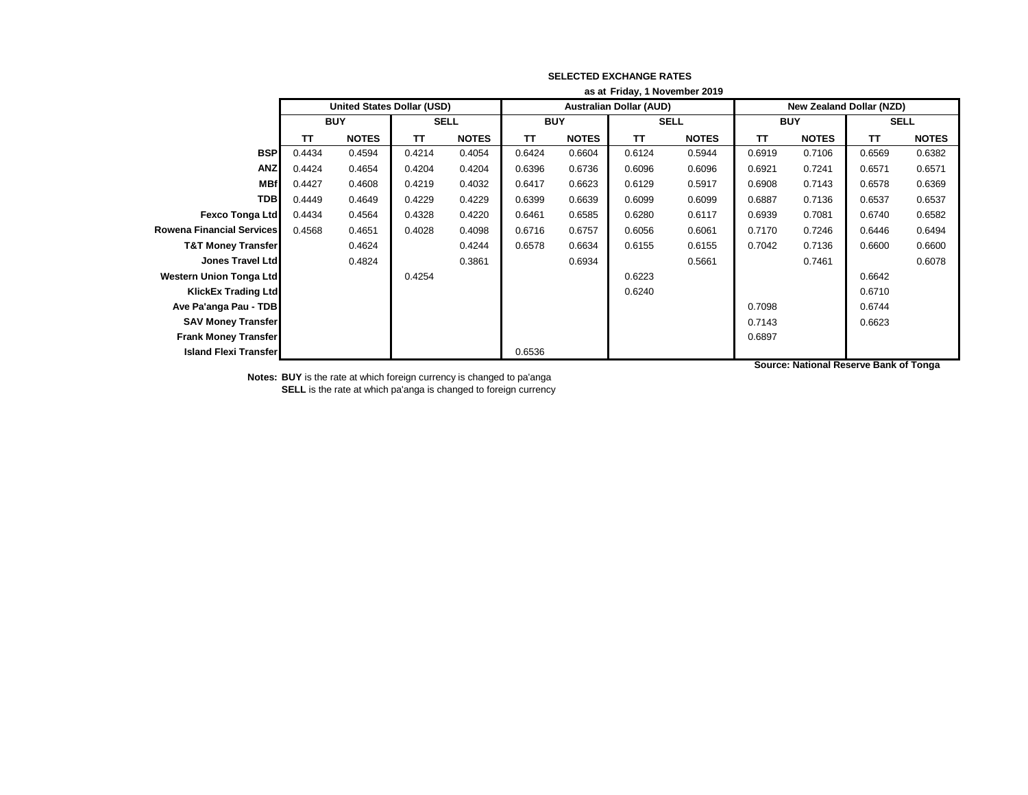**SELECTED EXCHANGE RATES**

**as at Friday, 1 November 2019**

| | United States Dollar (USD) | | | | Australian Dollar (AUD) | | | | New Zealand Dollar (NZD) | | | |
|---|---|---|---|---|---|---|---|---|---|---|---|---|
| | BUY | | SELL | | BUY | | SELL | | BUY | | SELL | |
| | TT | NOTES | TT | NOTES | TT | NOTES | TT | NOTES | TT | NOTES | TT | NOTES |
| **BSP** | 0.4434 | 0.4594 | 0.4214 | 0.4054 | 0.6424 | 0.6604 | 0.6124 | 0.5944 | 0.6919 | 0.7106 | 0.6569 | 0.6382 |
| **ANZ** | 0.4424 | 0.4654 | 0.4204 | 0.4204 | 0.6396 | 0.6736 | 0.6096 | 0.6096 | 0.6921 | 0.7241 | 0.6571 | 0.6571 |
| **MBf** | 0.4427 | 0.4608 | 0.4219 | 0.4032 | 0.6417 | 0.6623 | 0.6129 | 0.5917 | 0.6908 | 0.7143 | 0.6578 | 0.6369 |
| **TDB** | 0.4449 | 0.4649 | 0.4229 | 0.4229 | 0.6399 | 0.6639 | 0.6099 | 0.6099 | 0.6887 | 0.7136 | 0.6537 | 0.6537 |
| **Fexco Tonga Ltd** | 0.4434 | 0.4564 | 0.4328 | 0.4220 | 0.6461 | 0.6585 | 0.6280 | 0.6117 | 0.6939 | 0.7081 | 0.6740 | 0.6582 |
| **Rowena Financial Services** | 0.4568 | 0.4651 | 0.4028 | 0.4098 | 0.6716 | 0.6757 | 0.6056 | 0.6061 | 0.7170 | 0.7246 | 0.6446 | 0.6494 |
| **T&T Money Transfer** | | 0.4624 | | 0.4244 | 0.6578 | 0.6634 | 0.6155 | 0.6155 | 0.7042 | 0.7136 | 0.6600 | 0.6600 |
| **Jones Travel Ltd** | | 0.4824 | | 0.3861 | | 0.6934 | | 0.5661 | | 0.7461 | | 0.6078 |
| **Western Union Tonga Ltd** | | | 0.4254 | | | | 0.6223 | | | | 0.6642 | |
| **KlickEx Trading Ltd** | | | | | | | 0.6240 | | | | 0.6710 | |
| **Ave Pa'anga Pau - TDB** | | | | | | | | | 0.7098 | | 0.6744 | |
| **SAV Money Transfer** | | | | | | | | | 0.7143 | | 0.6623 | |
| **Frank Money Transfer** | | | | | | | | | 0.6897 | | | |
| **Island Flexi Transfer** | | | | | 0.6536 | | | | | | | |

**Source: National Reserve Bank of Tonga**

**Notes: BUY** is the rate at which foreign currency is changed to pa'anga
**SELL** is the rate at which pa'anga is changed to foreign currency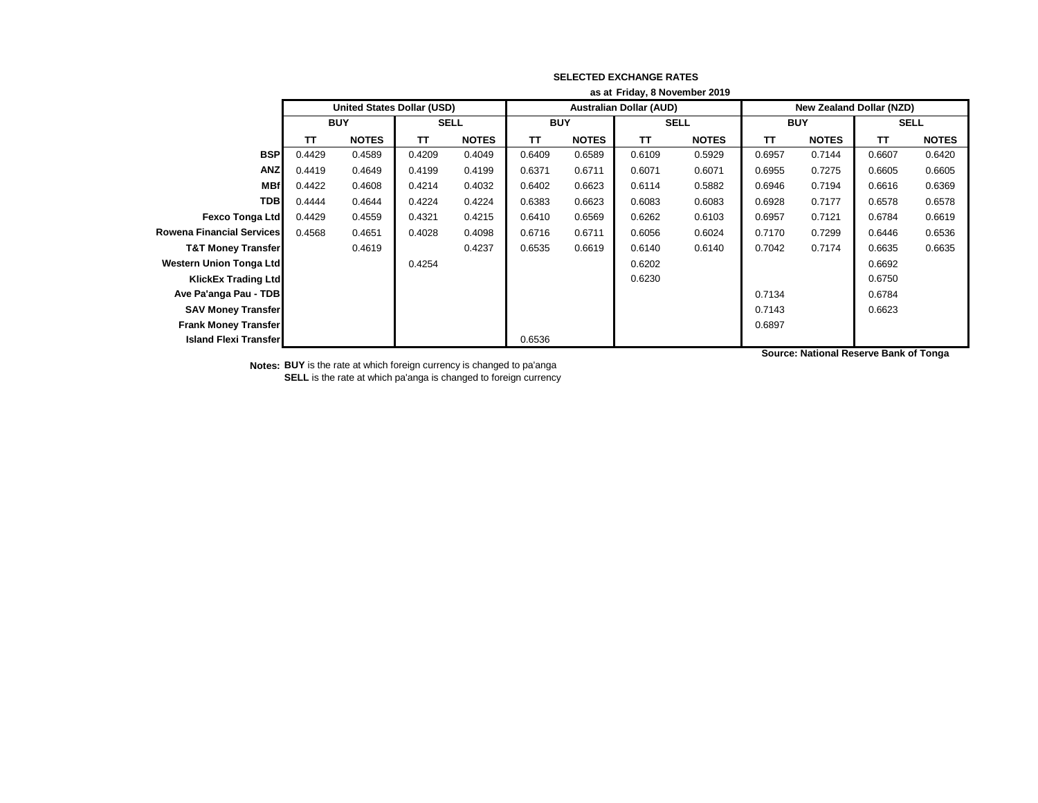**SELECTED EXCHANGE RATES**

**as at Friday, 8 November 2019**

| | United States Dollar (USD) | | | | Australian Dollar (AUD) | | | | New Zealand Dollar (NZD) | | | |
|---|---|---|---|---|---|---|---|---|---|---|---|---|
| | BUY | | SELL | | BUY | | SELL | | BUY | | SELL | |
| | TT | NOTES | TT | NOTES | TT | NOTES | TT | NOTES | TT | NOTES | TT | NOTES |
| **BSP** | 0.4429 | 0.4589 | 0.4209 | 0.4049 | 0.6409 | 0.6589 | 0.6109 | 0.5929 | 0.6957 | 0.7144 | 0.6607 | 0.6420 |
| **ANZ** | 0.4419 | 0.4649 | 0.4199 | 0.4199 | 0.6371 | 0.6711 | 0.6071 | 0.6071 | 0.6955 | 0.7275 | 0.6605 | 0.6605 |
| **MBf** | 0.4422 | 0.4608 | 0.4214 | 0.4032 | 0.6402 | 0.6623 | 0.6114 | 0.5882 | 0.6946 | 0.7194 | 0.6616 | 0.6369 |
| **TDB** | 0.4444 | 0.4644 | 0.4224 | 0.4224 | 0.6383 | 0.6623 | 0.6083 | 0.6083 | 0.6928 | 0.7177 | 0.6578 | 0.6578 |
| **Fexco Tonga Ltd** | 0.4429 | 0.4559 | 0.4321 | 0.4215 | 0.6410 | 0.6569 | 0.6262 | 0.6103 | 0.6957 | 0.7121 | 0.6784 | 0.6619 |
| **Rowena Financial Services** | 0.4568 | 0.4651 | 0.4028 | 0.4098 | 0.6716 | 0.6711 | 0.6056 | 0.6024 | 0.7170 | 0.7299 | 0.6446 | 0.6536 |
| **T&T Money Transfer** | | 0.4619 | | 0.4237 | 0.6535 | 0.6619 | 0.6140 | 0.6140 | 0.7042 | 0.7174 | 0.6635 | 0.6635 |
| **Western Union Tonga Ltd** | | | 0.4254 | | | | 0.6202 | | | | 0.6692 | |
| **KlickEx Trading Ltd** | | | | | | | 0.6230 | | | | 0.6750 | |
| **Ave Pa'anga Pau - TDB** | | | | | | | | | 0.7134 | | 0.6784 | |
| **SAV Money Transfer** | | | | | | | | | 0.7143 | | 0.6623 | |
| **Frank Money Transfer** | | | | | | | | | 0.6897 | | | |
| **Island Flexi Transfer** | | | | | 0.6536 | | | | | | | |

**Source: National Reserve Bank of Tonga**

**Notes:** **BUY** is the rate at which foreign currency is changed to pa'anga
**SELL** is the rate at which pa'anga is changed to foreign currency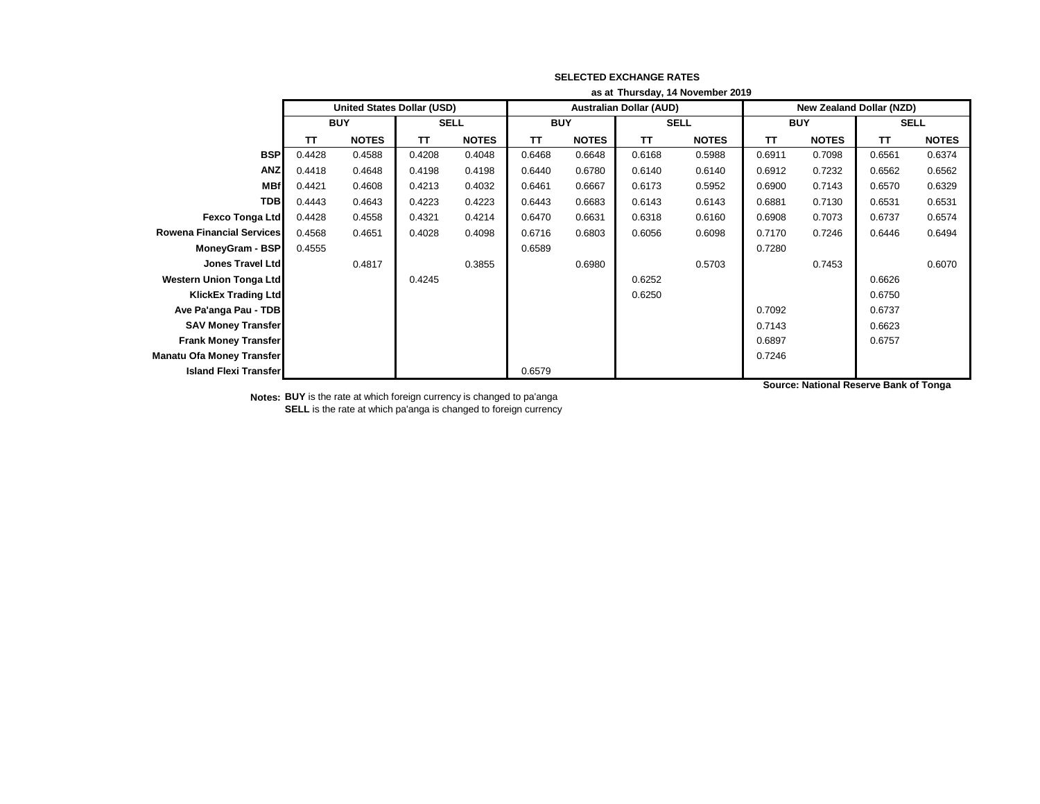**SELECTED EXCHANGE RATES**

**as at Thursday, 14 November 2019**

| | United States Dollar (USD) | | | | Australian Dollar (AUD) | | | | New Zealand Dollar (NZD) | | | |
|---|---|---|---|---|---|---|---|---|---|---|---|---|
| | BUY | | SELL | | BUY | | SELL | | BUY | | SELL | |
| | TT | NOTES | TT | NOTES | TT | NOTES | TT | NOTES | TT | NOTES | TT | NOTES |
| **BSP** | 0.4428 | 0.4588 | 0.4208 | 0.4048 | 0.6468 | 0.6648 | 0.6168 | 0.5988 | 0.6911 | 0.7098 | 0.6561 | 0.6374 |
| **ANZ** | 0.4418 | 0.4648 | 0.4198 | 0.4198 | 0.6440 | 0.6780 | 0.6140 | 0.6140 | 0.6912 | 0.7232 | 0.6562 | 0.6562 |
| **MBf** | 0.4421 | 0.4608 | 0.4213 | 0.4032 | 0.6461 | 0.6667 | 0.6173 | 0.5952 | 0.6900 | 0.7143 | 0.6570 | 0.6329 |
| **TDB** | 0.4443 | 0.4643 | 0.4223 | 0.4223 | 0.6443 | 0.6683 | 0.6143 | 0.6143 | 0.6881 | 0.7130 | 0.6531 | 0.6531 |
| **Fexco Tonga Ltd** | 0.4428 | 0.4558 | 0.4321 | 0.4214 | 0.6470 | 0.6631 | 0.6318 | 0.6160 | 0.6908 | 0.7073 | 0.6737 | 0.6574 |
| **Rowena Financial Services** | 0.4568 | 0.4651 | 0.4028 | 0.4098 | 0.6716 | 0.6803 | 0.6056 | 0.6098 | 0.7170 | 0.7246 | 0.6446 | 0.6494 |
| **MoneyGram - BSP** | 0.4555 | | | | 0.6589 | | | | 0.7280 | | | |
| **Jones Travel Ltd** | | 0.4817 | | 0.3855 | | 0.6980 | | 0.5703 | | 0.7453 | | 0.6070 |
| **Western Union Tonga Ltd** | | | 0.4245 | | | | 0.6252 | | | | 0.6626 | |
| **KlickEx Trading Ltd** | | | | | | | 0.6250 | | | | 0.6750 | |
| **Ave Pa'anga Pau - TDB** | | | | | | | | | 0.7092 | | 0.6737 | |
| **SAV Money Transfer** | | | | | | | | | 0.7143 | | 0.6623 | |
| **Frank Money Transfer** | | | | | | | | | 0.6897 | | 0.6757 | |
| **Manatu Ofa Money Transfer** | | | | | | | | | 0.7246 | | | |
| **Island Flexi Transfer** | | | | | 0.6579 | | | | | | | |

**Source: National Reserve Bank of Tonga**

**Notes:** **BUY** is the rate at which foreign currency is changed to pa'anga
**SELL** is the rate at which pa'anga is changed to foreign currency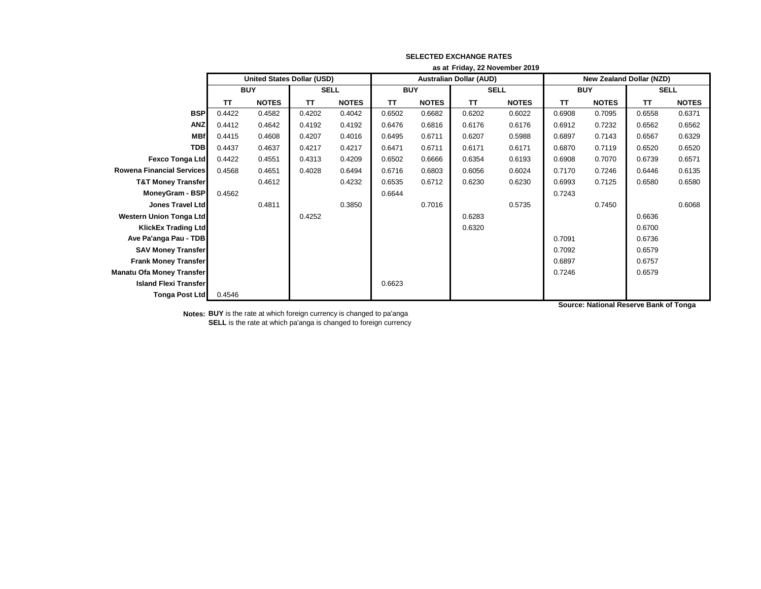**SELECTED EXCHANGE RATES**

**as at Friday, 22 November 2019**

| | United States Dollar (USD) | | | | Australian Dollar (AUD) | | | | New Zealand Dollar (NZD) | | | |
|---|---|---|---|---|---|---|---|---|---|---|---|---|
| | BUY | | SELL | | BUY | | SELL | | BUY | | SELL | |
| | TT | NOTES | TT | NOTES | TT | NOTES | TT | NOTES | TT | NOTES | TT | NOTES |
| **BSP** | 0.4422 | 0.4582 | 0.4202 | 0.4042 | 0.6502 | 0.6682 | 0.6202 | 0.6022 | 0.6908 | 0.7095 | 0.6558 | 0.6371 |
| **ANZ** | 0.4412 | 0.4642 | 0.4192 | 0.4192 | 0.6476 | 0.6816 | 0.6176 | 0.6176 | 0.6912 | 0.7232 | 0.6562 | 0.6562 |
| **MBf** | 0.4415 | 0.4608 | 0.4207 | 0.4016 | 0.6495 | 0.6711 | 0.6207 | 0.5988 | 0.6897 | 0.7143 | 0.6567 | 0.6329 |
| **TDB** | 0.4437 | 0.4637 | 0.4217 | 0.4217 | 0.6471 | 0.6711 | 0.6171 | 0.6171 | 0.6870 | 0.7119 | 0.6520 | 0.6520 |
| **Fexco Tonga Ltd** | 0.4422 | 0.4551 | 0.4313 | 0.4209 | 0.6502 | 0.6666 | 0.6354 | 0.6193 | 0.6908 | 0.7070 | 0.6739 | 0.6571 |
| **Rowena Financial Services** | 0.4568 | 0.4651 | 0.4028 | 0.6494 | 0.6716 | 0.6803 | 0.6056 | 0.6024 | 0.7170 | 0.7246 | 0.6446 | 0.6135 |
| **T&T Money Transfer** | | 0.4612 | | 0.4232 | 0.6535 | 0.6712 | 0.6230 | 0.6230 | 0.6993 | 0.7125 | 0.6580 | 0.6580 |
| **MoneyGram - BSP** | 0.4562 | | | | 0.6644 | | | | 0.7243 | | | |
| **Jones Travel Ltd** | | 0.4811 | | 0.3850 | | 0.7016 | | 0.5735 | | 0.7450 | | 0.6068 |
| **Western Union Tonga Ltd** | | | 0.4252 | | | | 0.6283 | | | | 0.6636 | |
| **KlickEx Trading Ltd** | | | | | | | 0.6320 | | | | 0.6700 | |
| **Ave Pa'anga Pau - TDB** | | | | | | | | | 0.7091 | | 0.6736 | |
| **SAV Money Transfer** | | | | | | | | | 0.7092 | | 0.6579 | |
| **Frank Money Transfer** | | | | | | | | | 0.6897 | | 0.6757 | |
| **Manatu Ofa Money Transfer** | | | | | | | | | 0.7246 | | 0.6579 | |
| **Island Flexi Transfer** | | | | | 0.6623 | | | | | | | |
| **Tonga Post Ltd** | 0.4546 | | | | | | | | | | | |

**Source: National Reserve Bank of Tonga**

**Notes:** **BUY** is the rate at which foreign currency is changed to pa'anga
**SELL** is the rate at which pa'anga is changed to foreign currency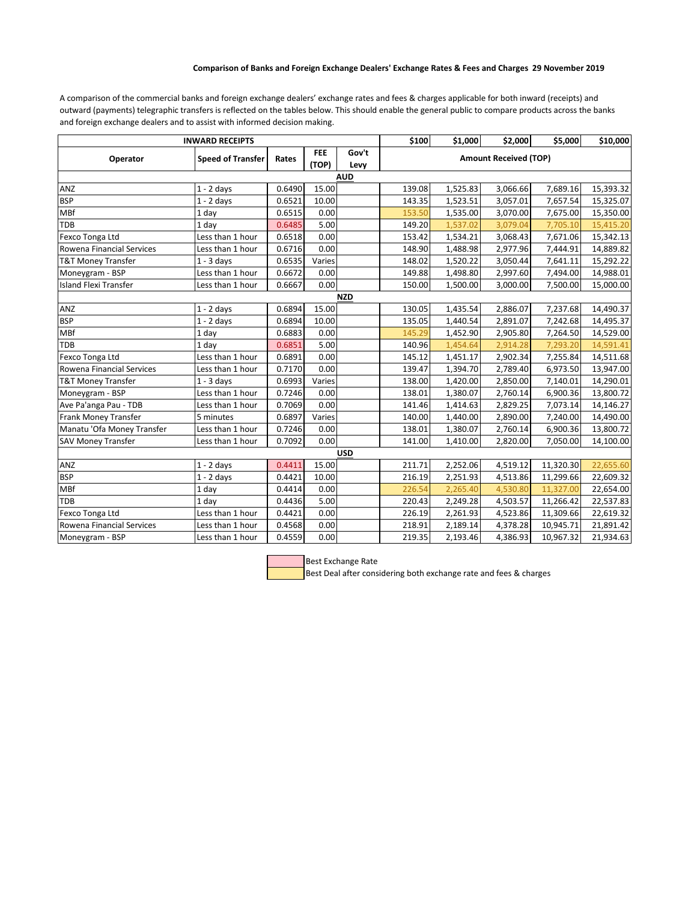**Comparison of Banks and Foreign Exchange Dealers' Exchange Rates & Fees and Charges 29 November 2019**

A comparison of the commercial banks and foreign exchange dealers' exchange rates and fees & charges applicable for both inward (receipts) and outward (payments) telegraphic transfers is reflected on the tables below. This should enable the general public to compare products across the banks and foreign exchange dealers and to assist with informed decision making.

| INWARD RECEIPTS | | | | | $100 | $1,000 | $2,000 | $5,000 | $10,000 |
|---|---|---|---|---|---|---|---|---|---|
| Operator | Speed of Transfer | Rates | FEE (TOP) | Gov't Levy | Amount Received (TOP) | | | | |
| **AUD** | | | | | | | | | |
| ANZ | 1 - 2 days | 0.6490 | 15.00 | | 139.08 | 1,525.83 | 3,066.66 | 7,689.16 | 15,393.32 |
| BSP | 1 - 2 days | 0.6521 | 10.00 | | 143.35 | 1,523.51 | 3,057.01 | 7,657.54 | 15,325.07 |
| MBf | 1 day | 0.6515 | 0.00 | | 153.50 | 1,535.00 | 3,070.00 | 7,675.00 | 15,350.00 |
| TDB | 1 day | 0.6485 | 5.00 | | 149.20 | 1,537.02 | 3,079.04 | 7,705.10 | 15,415.20 |
| Fexco Tonga Ltd | Less than 1 hour | 0.6518 | 0.00 | | 153.42 | 1,534.21 | 3,068.43 | 7,671.06 | 15,342.13 |
| Rowena Financial Services | Less than 1 hour | 0.6716 | 0.00 | | 148.90 | 1,488.98 | 2,977.96 | 7,444.91 | 14,889.82 |
| T&T Money Transfer | 1 - 3 days | 0.6535 | Varies | | 148.02 | 1,520.22 | 3,050.44 | 7,641.11 | 15,292.22 |
| Moneygram - BSP | Less than 1 hour | 0.6672 | 0.00 | | 149.88 | 1,498.80 | 2,997.60 | 7,494.00 | 14,988.01 |
| Island Flexi Transfer | Less than 1 hour | 0.6667 | 0.00 | | 150.00 | 1,500.00 | 3,000.00 | 7,500.00 | 15,000.00 |
| **NZD** | | | | | | | | | |
| ANZ | 1 - 2 days | 0.6894 | 15.00 | | 130.05 | 1,435.54 | 2,886.07 | 7,237.68 | 14,490.37 |
| BSP | 1 - 2 days | 0.6894 | 10.00 | | 135.05 | 1,440.54 | 2,891.07 | 7,242.68 | 14,495.37 |
| MBf | 1 day | 0.6883 | 0.00 | | 145.29 | 1,452.90 | 2,905.80 | 7,264.50 | 14,529.00 |
| TDB | 1 day | 0.6851 | 5.00 | | 140.96 | 1,454.64 | 2,914.28 | 7,293.20 | 14,591.41 |
| Fexco Tonga Ltd | Less than 1 hour | 0.6891 | 0.00 | | 145.12 | 1,451.17 | 2,902.34 | 7,255.84 | 14,511.68 |
| Rowena Financial Services | Less than 1 hour | 0.7170 | 0.00 | | 139.47 | 1,394.70 | 2,789.40 | 6,973.50 | 13,947.00 |
| T&T Money Transfer | 1 - 3 days | 0.6993 | Varies | | 138.00 | 1,420.00 | 2,850.00 | 7,140.01 | 14,290.01 |
| Moneygram - BSP | Less than 1 hour | 0.7246 | 0.00 | | 138.01 | 1,380.07 | 2,760.14 | 6,900.36 | 13,800.72 |
| Ave Pa'anga Pau - TDB | Less than 1 hour | 0.7069 | 0.00 | | 141.46 | 1,414.63 | 2,829.25 | 7,073.14 | 14,146.27 |
| Frank Money Transfer | 5 minutes | 0.6897 | Varies | | 140.00 | 1,440.00 | 2,890.00 | 7,240.00 | 14,490.00 |
| Manatu 'Ofa Money Transfer | Less than 1 hour | 0.7246 | 0.00 | | 138.01 | 1,380.07 | 2,760.14 | 6,900.36 | 13,800.72 |
| SAV Money Transfer | Less than 1 hour | 0.7092 | 0.00 | | 141.00 | 1,410.00 | 2,820.00 | 7,050.00 | 14,100.00 |
| **USD** | | | | | | | | | |
| ANZ | 1 - 2 days | 0.4411 | 15.00 | | 211.71 | 2,252.06 | 4,519.12 | 11,320.30 | 22,655.60 |
| BSP | 1 - 2 days | 0.4421 | 10.00 | | 216.19 | 2,251.93 | 4,513.86 | 11,299.66 | 22,609.32 |
| MBf | 1 day | 0.4414 | 0.00 | | 226.54 | 2,265.40 | 4,530.80 | 11,327.00 | 22,654.00 |
| TDB | 1 day | 0.4436 | 5.00 | | 220.43 | 2,249.28 | 4,503.57 | 11,266.42 | 22,537.83 |
| Fexco Tonga Ltd | Less than 1 hour | 0.4421 | 0.00 | | 226.19 | 2,261.93 | 4,523.86 | 11,309.66 | 22,619.32 |
| Rowena Financial Services | Less than 1 hour | 0.4568 | 0.00 | | 218.91 | 2,189.14 | 4,378.28 | 10,945.71 | 21,891.42 |
| Moneygram - BSP | Less than 1 hour | 0.4559 | 0.00 | | 219.35 | 2,193.46 | 4,386.93 | 10,967.32 | 21,934.63 |

Best Exchange Rate

Best Deal after considering both exchange rate and fees & charges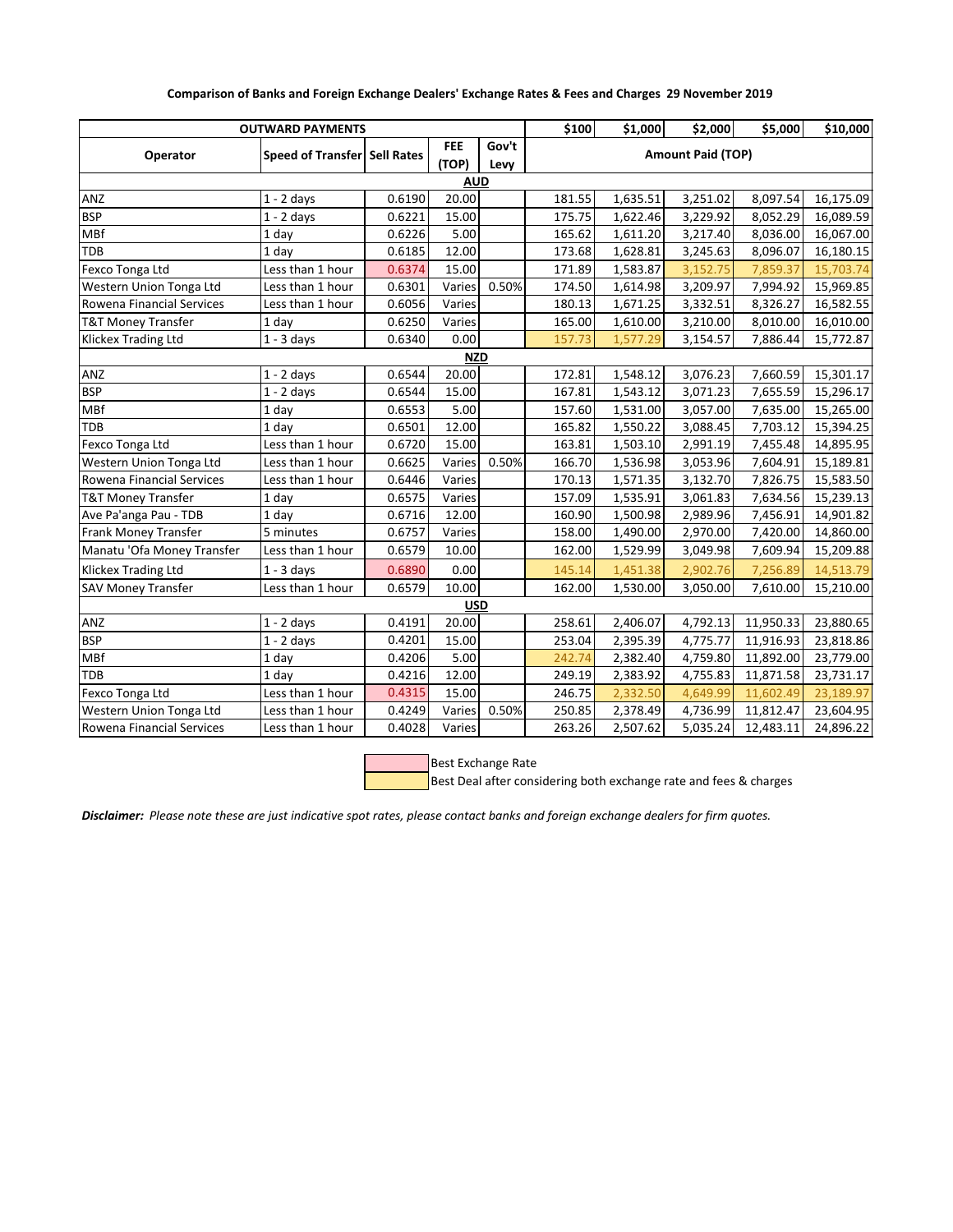**Comparison of Banks and Foreign Exchange Dealers' Exchange Rates & Fees and Charges 29 November 2019**

| OUTWARD PAYMENTS | | | | | $100 | $1,000 | $2,000 | $5,000 | $10,000 |
|---|---|---|---|---|---|---|---|---|---|
| Operator | Speed of Transfer | Sell Rates | FEE (TOP) | Gov't Levy | Amount Paid (TOP) | | | | |
| **AUD** | | | | | | | | | |
| ANZ | 1 - 2 days | 0.6190 | 20.00 | | 181.55 | 1,635.51 | 3,251.02 | 8,097.54 | 16,175.09 |
| BSP | 1 - 2 days | 0.6221 | 15.00 | | 175.75 | 1,622.46 | 3,229.92 | 8,052.29 | 16,089.59 |
| MBf | 1 day | 0.6226 | 5.00 | | 165.62 | 1,611.20 | 3,217.40 | 8,036.00 | 16,067.00 |
| TDB | 1 day | 0.6185 | 12.00 | | 173.68 | 1,628.81 | 3,245.63 | 8,096.07 | 16,180.15 |
| Fexco Tonga Ltd | Less than 1 hour | 0.6374 | 15.00 | | 171.89 | 1,583.87 | 3,152.75 | 7,859.37 | 15,703.74 |
| Western Union Tonga Ltd | Less than 1 hour | 0.6301 | Varies | 0.50% | 174.50 | 1,614.98 | 3,209.97 | 7,994.92 | 15,969.85 |
| Rowena Financial Services | Less than 1 hour | 0.6056 | Varies | | 180.13 | 1,671.25 | 3,332.51 | 8,326.27 | 16,582.55 |
| T&T Money Transfer | 1 day | 0.6250 | Varies | | 165.00 | 1,610.00 | 3,210.00 | 8,010.00 | 16,010.00 |
| Klickex Trading Ltd | 1 - 3 days | 0.6340 | 0.00 | | 157.73 | 1,577.29 | 3,154.57 | 7,886.44 | 15,772.87 |
| **NZD** | | | | | | | | | |
| ANZ | 1 - 2 days | 0.6544 | 20.00 | | 172.81 | 1,548.12 | 3,076.23 | 7,660.59 | 15,301.17 |
| BSP | 1 - 2 days | 0.6544 | 15.00 | | 167.81 | 1,543.12 | 3,071.23 | 7,655.59 | 15,296.17 |
| MBf | 1 day | 0.6553 | 5.00 | | 157.60 | 1,531.00 | 3,057.00 | 7,635.00 | 15,265.00 |
| TDB | 1 day | 0.6501 | 12.00 | | 165.82 | 1,550.22 | 3,088.45 | 7,703.12 | 15,394.25 |
| Fexco Tonga Ltd | Less than 1 hour | 0.6720 | 15.00 | | 163.81 | 1,503.10 | 2,991.19 | 7,455.48 | 14,895.95 |
| Western Union Tonga Ltd | Less than 1 hour | 0.6625 | Varies | 0.50% | 166.70 | 1,536.98 | 3,053.96 | 7,604.91 | 15,189.81 |
| Rowena Financial Services | Less than 1 hour | 0.6446 | Varies | | 170.13 | 1,571.35 | 3,132.70 | 7,826.75 | 15,583.50 |
| T&T Money Transfer | 1 day | 0.6575 | Varies | | 157.09 | 1,535.91 | 3,061.83 | 7,634.56 | 15,239.13 |
| Ave Pa'anga Pau - TDB | 1 day | 0.6716 | 12.00 | | 160.90 | 1,500.98 | 2,989.96 | 7,456.91 | 14,901.82 |
| Frank Money Transfer | 5 minutes | 0.6757 | Varies | | 158.00 | 1,490.00 | 2,970.00 | 7,420.00 | 14,860.00 |
| Manatu 'Ofa Money Transfer | Less than 1 hour | 0.6579 | 10.00 | | 162.00 | 1,529.99 | 3,049.98 | 7,609.94 | 15,209.88 |
| Klickex Trading Ltd | 1 - 3 days | 0.6890 | 0.00 | | 145.14 | 1,451.38 | 2,902.76 | 7,256.89 | 14,513.79 |
| SAV Money Transfer | Less than 1 hour | 0.6579 | 10.00 | | 162.00 | 1,530.00 | 3,050.00 | 7,610.00 | 15,210.00 |
| **USD** | | | | | | | | | |
| ANZ | 1 - 2 days | 0.4191 | 20.00 | | 258.61 | 2,406.07 | 4,792.13 | 11,950.33 | 23,880.65 |
| BSP | 1 - 2 days | 0.4201 | 15.00 | | 253.04 | 2,395.39 | 4,775.77 | 11,916.93 | 23,818.86 |
| MBf | 1 day | 0.4206 | 5.00 | | 242.74 | 2,382.40 | 4,759.80 | 11,892.00 | 23,779.00 |
| TDB | 1 day | 0.4216 | 12.00 | | 249.19 | 2,383.92 | 4,755.83 | 11,871.58 | 23,731.17 |
| Fexco Tonga Ltd | Less than 1 hour | 0.4315 | 15.00 | | 246.75 | 2,332.50 | 4,649.99 | 11,602.49 | 23,189.97 |
| Western Union Tonga Ltd | Less than 1 hour | 0.4249 | Varies | 0.50% | 250.85 | 2,378.49 | 4,736.99 | 11,812.47 | 23,604.95 |
| Rowena Financial Services | Less than 1 hour | 0.4028 | Varies | | 263.26 | 2,507.62 | 5,035.24 | 12,483.11 | 24,896.22 |

Best Exchange Rate

Best Deal after considering both exchange rate and fees & charges

***Disclaimer:*** *Please note these are just indicative spot rates, please contact banks and foreign exchange dealers for firm quotes.*